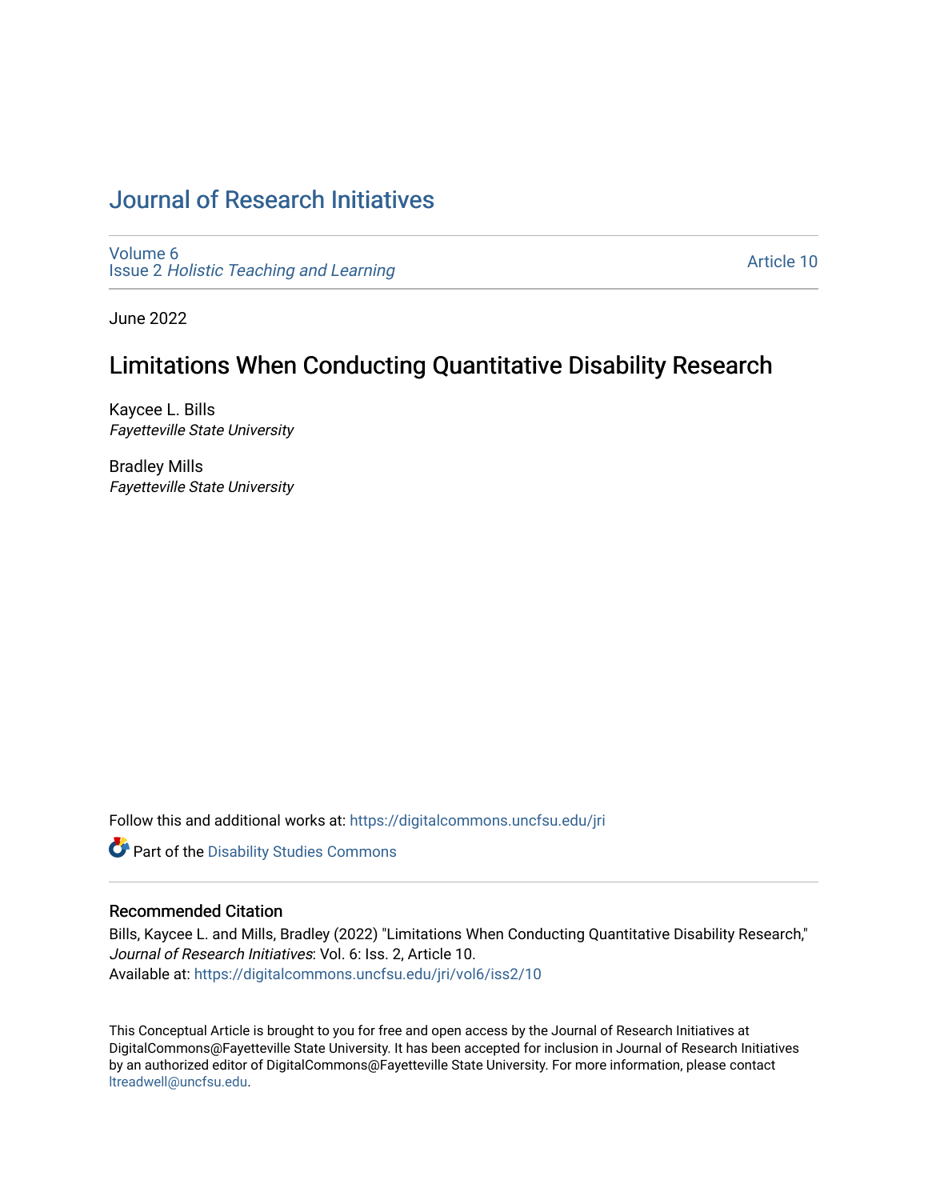# Journal of Research Initiatives

Volume 6
Issue 2 *Holistic Teaching and Learning*

Article 10

June 2022

## Limitations When Conducting Quantitative Disability Research

Kaycee L. Bills
*Fayetteville State University*

Bradley Mills
*Fayetteville State University*

Follow this and additional works at: https://digitalcommons.uncfsu.edu/jri

Part of the Disability Studies Commons

### Recommended Citation

Bills, Kaycee L. and Mills, Bradley (2022) "Limitations When Conducting Quantitative Disability Research," *Journal of Research Initiatives*: Vol. 6: Iss. 2, Article 10.
Available at: https://digitalcommons.uncfsu.edu/jri/vol6/iss2/10

This Conceptual Article is brought to you for free and open access by the Journal of Research Initiatives at DigitalCommons@Fayetteville State University. It has been accepted for inclusion in Journal of Research Initiatives by an authorized editor of DigitalCommons@Fayetteville State University. For more information, please contact ltreadwell@uncfsu.edu.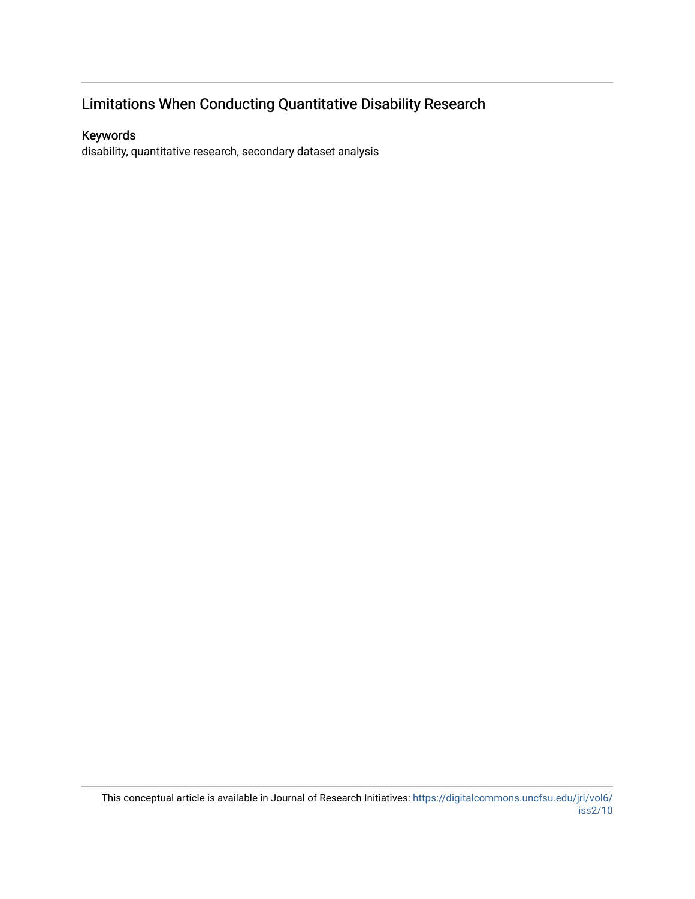# Limitations When Conducting Quantitative Disability Research

## Keywords

disability, quantitative research, secondary dataset analysis

This conceptual article is available in Journal of Research Initiatives: https://digitalcommons.uncfsu.edu/jri/vol6/iss2/10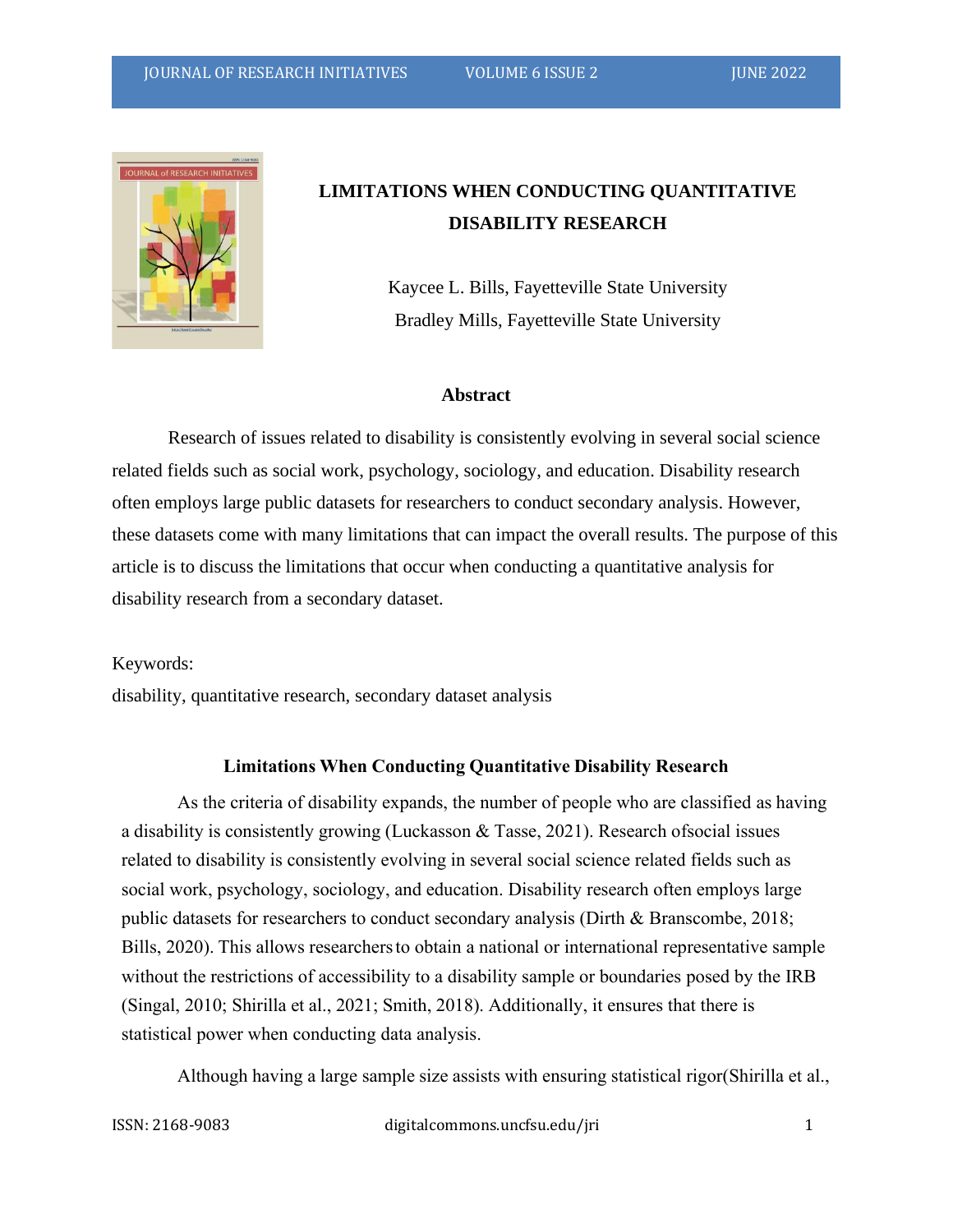# LIMITATIONS WHEN CONDUCTING QUANTITATIVE DISABILITY RESEARCH

Kaycee L. Bills, Fayetteville State University

Bradley Mills, Fayetteville State University

## Abstract

Research of issues related to disability is consistently evolving in several social science related fields such as social work, psychology, sociology, and education. Disability research often employs large public datasets for researchers to conduct secondary analysis. However, these datasets come with many limitations that can impact the overall results. The purpose of this article is to discuss the limitations that occur when conducting a quantitative analysis for disability research from a secondary dataset.

Keywords:

disability, quantitative research, secondary dataset analysis

## Limitations When Conducting Quantitative Disability Research

As the criteria of disability expands, the number of people who are classified as having a disability is consistently growing (Luckasson & Tasse, 2021). Research ofsocial issues related to disability is consistently evolving in several social science related fields such as social work, psychology, sociology, and education. Disability research often employs large public datasets for researchers to conduct secondary analysis (Dirth & Branscombe, 2018; Bills, 2020). This allows researchers to obtain a national or international representative sample without the restrictions of accessibility to a disability sample or boundaries posed by the IRB (Singal, 2010; Shirilla et al., 2021; Smith, 2018). Additionally, it ensures that there is statistical power when conducting data analysis.

Although having a large sample size assists with ensuring statistical rigor(Shirilla et al.,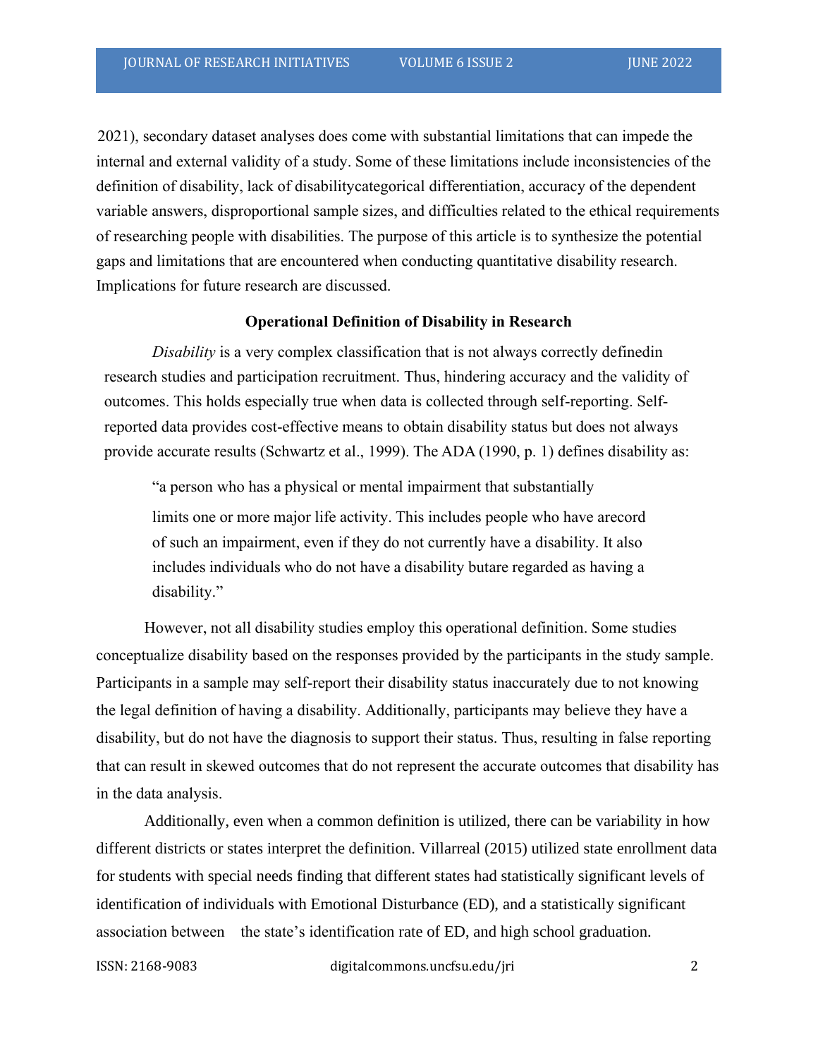2021), secondary dataset analyses does come with substantial limitations that can impede the internal and external validity of a study. Some of these limitations include inconsistencies of the definition of disability, lack of disabilitycategorical differentiation, accuracy of the dependent variable answers, disproportional sample sizes, and difficulties related to the ethical requirements of researching people with disabilities. The purpose of this article is to synthesize the potential gaps and limitations that are encountered when conducting quantitative disability research. Implications for future research are discussed.

## Operational Definition of Disability in Research

*Disability* is a very complex classification that is not always correctly definedin research studies and participation recruitment. Thus, hindering accuracy and the validity of outcomes. This holds especially true when data is collected through self-reporting. Self-reported data provides cost-effective means to obtain disability status but does not always provide accurate results (Schwartz et al., 1999). The ADA (1990, p. 1) defines disability as:

> "a person who has a physical or mental impairment that substantially limits one or more major life activity. This includes people who have arecord of such an impairment, even if they do not currently have a disability. It also includes individuals who do not have a disability butare regarded as having a disability."

However, not all disability studies employ this operational definition. Some studies conceptualize disability based on the responses provided by the participants in the study sample. Participants in a sample may self-report their disability status inaccurately due to not knowing the legal definition of having a disability. Additionally, participants may believe they have a disability, but do not have the diagnosis to support their status. Thus, resulting in false reporting that can result in skewed outcomes that do not represent the accurate outcomes that disability has in the data analysis.

Additionally, even when a common definition is utilized, there can be variability in how different districts or states interpret the definition. Villarreal (2015) utilized state enrollment data for students with special needs finding that different states had statistically significant levels of identification of individuals with Emotional Disturbance (ED), and a statistically significant association between the state's identification rate of ED, and high school graduation.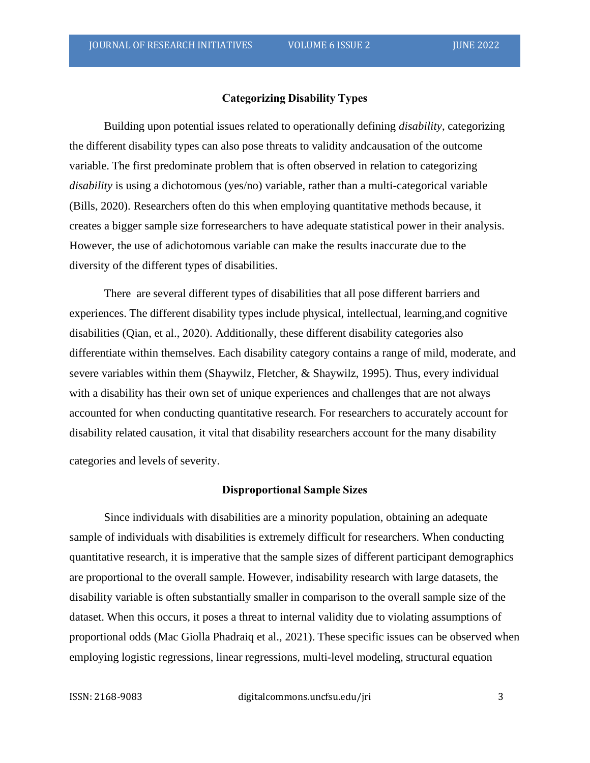## Categorizing Disability Types

Building upon potential issues related to operationally defining *disability*, categorizing the different disability types can also pose threats to validity andcausation of the outcome variable. The first predominate problem that is often observed in relation to categorizing *disability* is using a dichotomous (yes/no) variable, rather than a multi-categorical variable (Bills, 2020). Researchers often do this when employing quantitative methods because, it creates a bigger sample size forresearchers to have adequate statistical power in their analysis. However, the use of adichotomous variable can make the results inaccurate due to the diversity of the different types of disabilities.

There are several different types of disabilities that all pose different barriers and experiences. The different disability types include physical, intellectual, learning,and cognitive disabilities (Qian, et al., 2020). Additionally, these different disability categories also differentiate within themselves. Each disability category contains a range of mild, moderate, and severe variables within them (Shaywilz, Fletcher, & Shaywilz, 1995). Thus, every individual with a disability has their own set of unique experiences and challenges that are not always accounted for when conducting quantitative research. For researchers to accurately account for disability related causation, it vital that disability researchers account for the many disability categories and levels of severity.

## Disproportional Sample Sizes

Since individuals with disabilities are a minority population, obtaining an adequate sample of individuals with disabilities is extremely difficult for researchers. When conducting quantitative research, it is imperative that the sample sizes of different participant demographics are proportional to the overall sample. However, indisability research with large datasets, the disability variable is often substantially smaller in comparison to the overall sample size of the dataset. When this occurs, it poses a threat to internal validity due to violating assumptions of proportional odds (Mac Giolla Phadraiq et al., 2021). These specific issues can be observed when employing logistic regressions, linear regressions, multi-level modeling, structural equation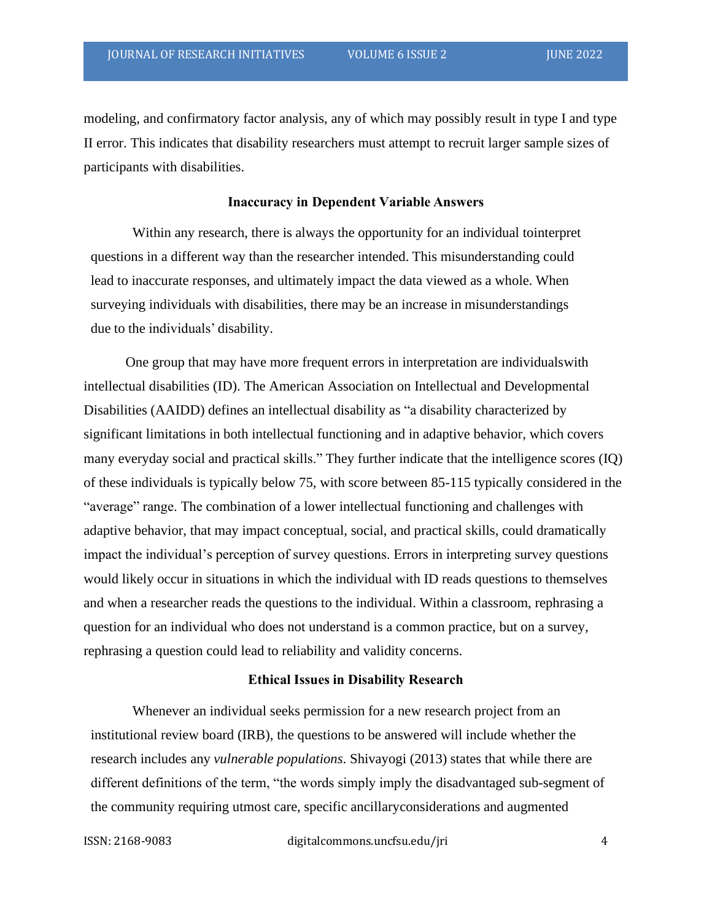modeling, and confirmatory factor analysis, any of which may possibly result in type I and type II error. This indicates that disability researchers must attempt to recruit larger sample sizes of participants with disabilities.

### Inaccuracy in Dependent Variable Answers

Within any research, there is always the opportunity for an individual tointerpret questions in a different way than the researcher intended. This misunderstanding could lead to inaccurate responses, and ultimately impact the data viewed as a whole. When surveying individuals with disabilities, there may be an increase in misunderstandings due to the individuals' disability.

One group that may have more frequent errors in interpretation are individualswith intellectual disabilities (ID). The American Association on Intellectual and Developmental Disabilities (AAIDD) defines an intellectual disability as "a disability characterized by significant limitations in both intellectual functioning and in adaptive behavior, which covers many everyday social and practical skills." They further indicate that the intelligence scores (IQ) of these individuals is typically below 75, with score between 85-115 typically considered in the "average" range. The combination of a lower intellectual functioning and challenges with adaptive behavior, that may impact conceptual, social, and practical skills, could dramatically impact the individual's perception of survey questions. Errors in interpreting survey questions would likely occur in situations in which the individual with ID reads questions to themselves and when a researcher reads the questions to the individual. Within a classroom, rephrasing a question for an individual who does not understand is a common practice, but on a survey, rephrasing a question could lead to reliability and validity concerns.

### Ethical Issues in Disability Research

Whenever an individual seeks permission for a new research project from an institutional review board (IRB), the questions to be answered will include whether the research includes any *vulnerable populations*. Shivayogi (2013) states that while there are different definitions of the term, "the words simply imply the disadvantaged sub-segment of the community requiring utmost care, specific ancillaryconsiderations and augmented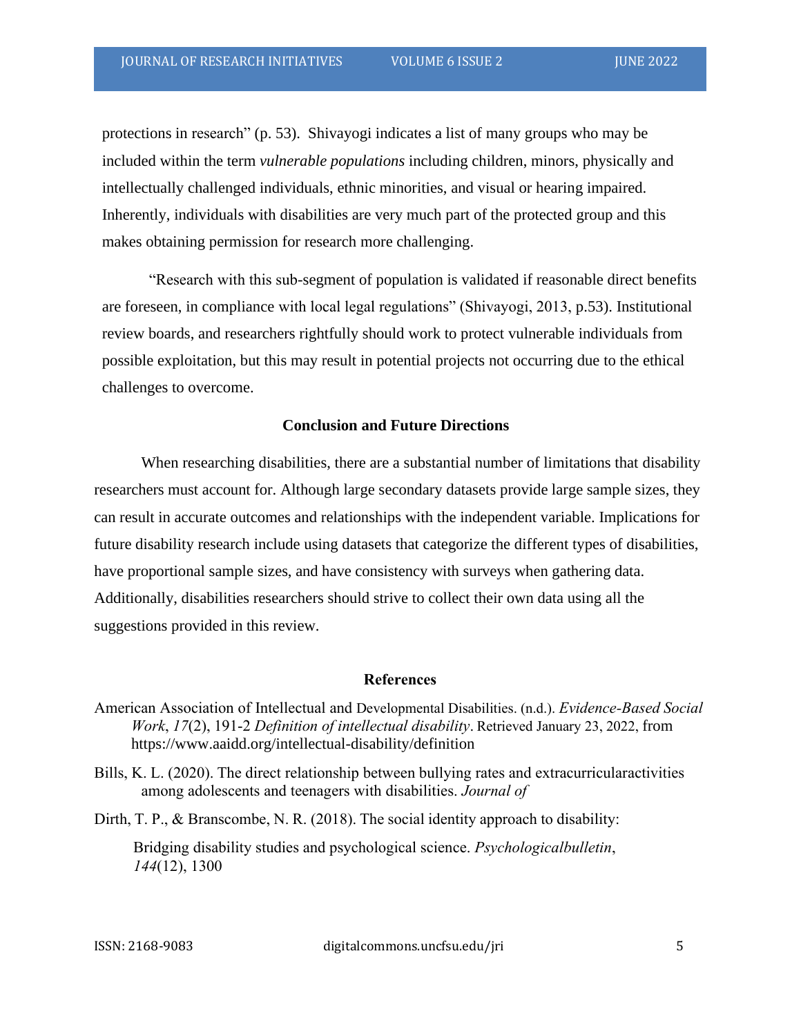protections in research" (p. 53). Shivayogi indicates a list of many groups who may be included within the term *vulnerable populations* including children, minors, physically and intellectually challenged individuals, ethnic minorities, and visual or hearing impaired. Inherently, individuals with disabilities are very much part of the protected group and this makes obtaining permission for research more challenging.

"Research with this sub-segment of population is validated if reasonable direct benefits are foreseen, in compliance with local legal regulations" (Shivayogi, 2013, p.53). Institutional review boards, and researchers rightfully should work to protect vulnerable individuals from possible exploitation, but this may result in potential projects not occurring due to the ethical challenges to overcome.

## Conclusion and Future Directions

When researching disabilities, there are a substantial number of limitations that disability researchers must account for. Although large secondary datasets provide large sample sizes, they can result in accurate outcomes and relationships with the independent variable. Implications for future disability research include using datasets that categorize the different types of disabilities, have proportional sample sizes, and have consistency with surveys when gathering data. Additionally, disabilities researchers should strive to collect their own data using all the suggestions provided in this review.

## References

American Association of Intellectual and Developmental Disabilities. (n.d.). *Evidence-Based Social Work*, *17*(2), 191-2 *Definition of intellectual disability*. Retrieved January 23, 2022, from https://www.aaidd.org/intellectual-disability/definition

Bills, K. L. (2020). The direct relationship between bullying rates and extracurricularactivities among adolescents and teenagers with disabilities. *Journal of*

Dirth, T. P., & Branscombe, N. R. (2018). The social identity approach to disability:

Bridging disability studies and psychological science. *Psychologicalbulletin*, *144*(12), 1300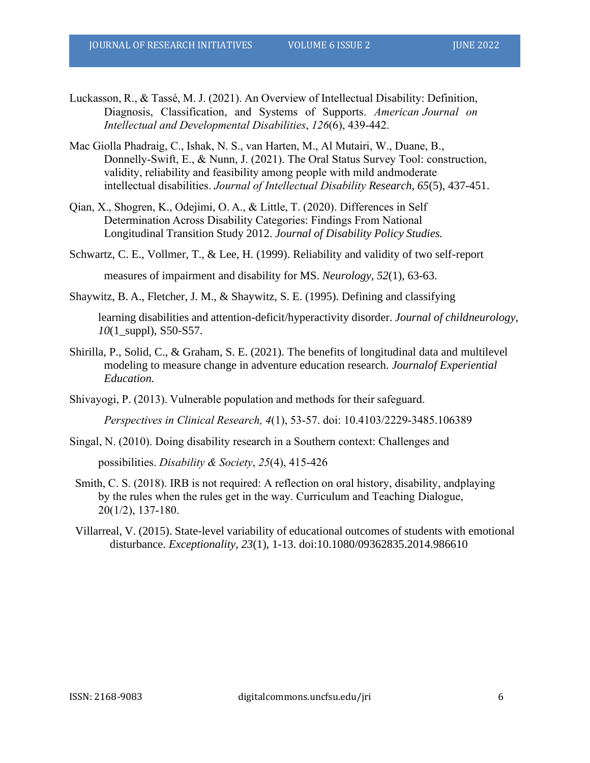Luckasson, R., & Tassé, M. J. (2021). An Overview of Intellectual Disability: Definition, Diagnosis, Classification, and Systems of Supports. *American Journal on Intellectual and Developmental Disabilities*, *126*(6), 439-442.

Mac Giolla Phadraig, C., Ishak, N. S., van Harten, M., Al Mutairi, W., Duane, B., Donnelly-Swift, E., & Nunn, J. (2021). The Oral Status Survey Tool: construction, validity, reliability and feasibility among people with mild andmoderate intellectual disabilities. *Journal of Intellectual Disability Research, 65*(5), 437-451.

Qian, X., Shogren, K., Odejimi, O. A., & Little, T. (2020). Differences in Self Determination Across Disability Categories: Findings From National Longitudinal Transition Study 2012. *Journal of Disability Policy Studies.*

Schwartz, C. E., Vollmer, T., & Lee, H. (1999). Reliability and validity of two self-report measures of impairment and disability for MS. *Neurology*, *52*(1), 63-63.

Shaywitz, B. A., Fletcher, J. M., & Shaywitz, S. E. (1995). Defining and classifying learning disabilities and attention-deficit/hyperactivity disorder. *Journal of childneurology*, *10*(1_suppl), S50-S57.

Shirilla, P., Solid, C., & Graham, S. E. (2021). The benefits of longitudinal data and multilevel modeling to measure change in adventure education research. *Journalof Experiential Education.*

Shivayogi, P. (2013). Vulnerable population and methods for their safeguard. *Perspectives in Clinical Research, 4*(1), 53-57. doi: 10.4103/2229-3485.106389

Singal, N. (2010). Doing disability research in a Southern context: Challenges and possibilities. *Disability & Society*, *25*(4), 415-426

Smith, C. S. (2018). IRB is not required: A reflection on oral history, disability, andplaying by the rules when the rules get in the way. Curriculum and Teaching Dialogue, 20(1/2), 137-180.

Villarreal, V. (2015). State-level variability of educational outcomes of students with emotional disturbance. *Exceptionality, 23*(1), 1-13. doi:10.1080/09362835.2014.986610